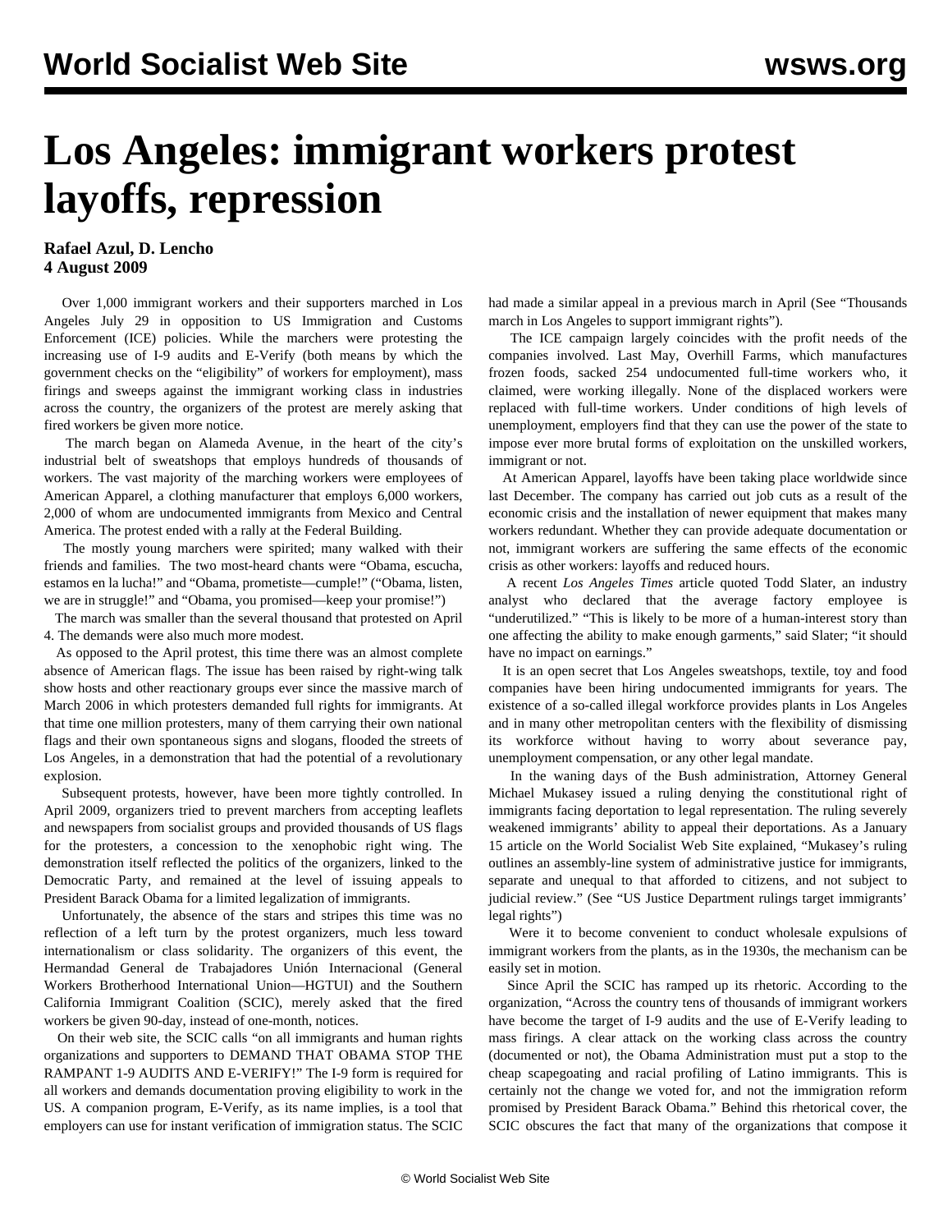# Los Angeles: immigrant workers protest layoffs, repression

**Rafael Azul, D. Lencho**
**4 August 2009**

Over 1,000 immigrant workers and their supporters marched in Los Angeles July 29 in opposition to US Immigration and Customs Enforcement (ICE) policies. While the marchers were protesting the increasing use of I-9 audits and E-Verify (both means by which the government checks on the "eligibility" of workers for employment), mass firings and sweeps against the immigrant working class in industries across the country, the organizers of the protest are merely asking that fired workers be given more notice.

The march began on Alameda Avenue, in the heart of the city's industrial belt of sweatshops that employs hundreds of thousands of workers. The vast majority of the marching workers were employees of American Apparel, a clothing manufacturer that employs 6,000 workers, 2,000 of whom are undocumented immigrants from Mexico and Central America. The protest ended with a rally at the Federal Building.

The mostly young marchers were spirited; many walked with their friends and families. The two most-heard chants were "Obama, escucha, estamos en la lucha!" and "Obama, prometiste—cumple!" ("Obama, listen, we are in struggle!" and "Obama, you promised—keep your promise!")

The march was smaller than the several thousand that protested on April 4. The demands were also much more modest.

As opposed to the April protest, this time there was an almost complete absence of American flags. The issue has been raised by right-wing talk show hosts and other reactionary groups ever since the massive march of March 2006 in which protesters demanded full rights for immigrants. At that time one million protesters, many of them carrying their own national flags and their own spontaneous signs and slogans, flooded the streets of Los Angeles, in a demonstration that had the potential of a revolutionary explosion.

Subsequent protests, however, have been more tightly controlled. In April 2009, organizers tried to prevent marchers from accepting leaflets and newspapers from socialist groups and provided thousands of US flags for the protesters, a concession to the xenophobic right wing. The demonstration itself reflected the politics of the organizers, linked to the Democratic Party, and remained at the level of issuing appeals to President Barack Obama for a limited legalization of immigrants.

Unfortunately, the absence of the stars and stripes this time was no reflection of a left turn by the protest organizers, much less toward internationalism or class solidarity. The organizers of this event, the Hermandad General de Trabajadores Unión Internacional (General Workers Brotherhood International Union—HGTUI) and the Southern California Immigrant Coalition (SCIC), merely asked that the fired workers be given 90-day, instead of one-month, notices.

On their web site, the SCIC calls "on all immigrants and human rights organizations and supporters to DEMAND THAT OBAMA STOP THE RAMPANT 1-9 AUDITS AND E-VERIFY!" The I-9 form is required for all workers and demands documentation proving eligibility to work in the US. A companion program, E-Verify, as its name implies, is a tool that employers can use for instant verification of immigration status. The SCIC had made a similar appeal in a previous march in April (See "Thousands march in Los Angeles to support immigrant rights").

The ICE campaign largely coincides with the profit needs of the companies involved. Last May, Overhill Farms, which manufactures frozen foods, sacked 254 undocumented full-time workers who, it claimed, were working illegally. None of the displaced workers were replaced with full-time workers. Under conditions of high levels of unemployment, employers find that they can use the power of the state to impose ever more brutal forms of exploitation on the unskilled workers, immigrant or not.

At American Apparel, layoffs have been taking place worldwide since last December. The company has carried out job cuts as a result of the economic crisis and the installation of newer equipment that makes many workers redundant. Whether they can provide adequate documentation or not, immigrant workers are suffering the same effects of the economic crisis as other workers: layoffs and reduced hours.

A recent *Los Angeles Times* article quoted Todd Slater, an industry analyst who declared that the average factory employee is "underutilized." "This is likely to be more of a human-interest story than one affecting the ability to make enough garments," said Slater; "it should have no impact on earnings."

It is an open secret that Los Angeles sweatshops, textile, toy and food companies have been hiring undocumented immigrants for years. The existence of a so-called illegal workforce provides plants in Los Angeles and in many other metropolitan centers with the flexibility of dismissing its workforce without having to worry about severance pay, unemployment compensation, or any other legal mandate.

In the waning days of the Bush administration, Attorney General Michael Mukasey issued a ruling denying the constitutional right of immigrants facing deportation to legal representation. The ruling severely weakened immigrants' ability to appeal their deportations. As a January 15 article on the World Socialist Web Site explained, "Mukasey's ruling outlines an assembly-line system of administrative justice for immigrants, separate and unequal to that afforded to citizens, and not subject to judicial review." (See "US Justice Department rulings target immigrants' legal rights")

Were it to become convenient to conduct wholesale expulsions of immigrant workers from the plants, as in the 1930s, the mechanism can be easily set in motion.

Since April the SCIC has ramped up its rhetoric. According to the organization, "Across the country tens of thousands of immigrant workers have become the target of I-9 audits and the use of E-Verify leading to mass firings. A clear attack on the working class across the country (documented or not), the Obama Administration must put a stop to the cheap scapegoating and racial profiling of Latino immigrants. This is certainly not the change we voted for, and not the immigration reform promised by President Barack Obama." Behind this rhetorical cover, the SCIC obscures the fact that many of the organizations that compose it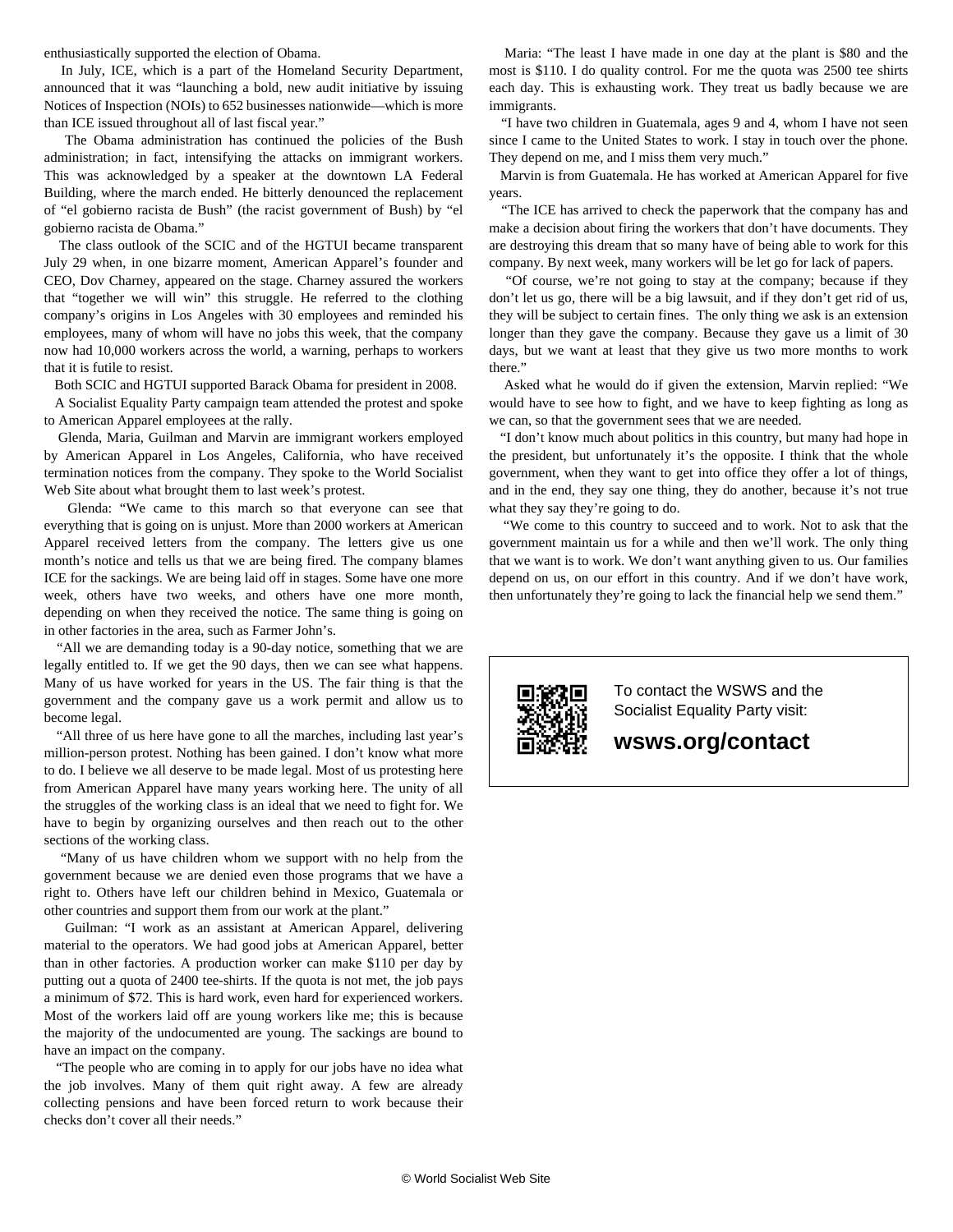enthusiastically supported the election of Obama.

In July, ICE, which is a part of the Homeland Security Department, announced that it was "launching a bold, new audit initiative by issuing Notices of Inspection (NOIs) to 652 businesses nationwide—which is more than ICE issued throughout all of last fiscal year."

The Obama administration has continued the policies of the Bush administration; in fact, intensifying the attacks on immigrant workers. This was acknowledged by a speaker at the downtown LA Federal Building, where the march ended. He bitterly denounced the replacement of "el gobierno racista de Bush" (the racist government of Bush) by "el gobierno racista de Obama."

The class outlook of the SCIC and of the HGTUI became transparent July 29 when, in one bizarre moment, American Apparel's founder and CEO, Dov Charney, appeared on the stage. Charney assured the workers that "together we will win" this struggle. He referred to the clothing company's origins in Los Angeles with 30 employees and reminded his employees, many of whom will have no jobs this week, that the company now had 10,000 workers across the world, a warning, perhaps to workers that it is futile to resist.

Both SCIC and HGTUI supported Barack Obama for president in 2008.

A Socialist Equality Party campaign team attended the protest and spoke to American Apparel employees at the rally.

Glenda, Maria, Guilman and Marvin are immigrant workers employed by American Apparel in Los Angeles, California, who have received termination notices from the company. They spoke to the World Socialist Web Site about what brought them to last week's protest.

Glenda: "We came to this march so that everyone can see that everything that is going on is unjust. More than 2000 workers at American Apparel received letters from the company. The letters give us one month's notice and tells us that we are being fired. The company blames ICE for the sackings. We are being laid off in stages. Some have one more week, others have two weeks, and others have one more month, depending on when they received the notice. The same thing is going on in other factories in the area, such as Farmer John's.

"All we are demanding today is a 90-day notice, something that we are legally entitled to. If we get the 90 days, then we can see what happens. Many of us have worked for years in the US. The fair thing is that the government and the company gave us a work permit and allow us to become legal.

"All three of us here have gone to all the marches, including last year's million-person protest. Nothing has been gained. I don't know what more to do. I believe we all deserve to be made legal. Most of us protesting here from American Apparel have many years working here. The unity of all the struggles of the working class is an ideal that we need to fight for. We have to begin by organizing ourselves and then reach out to the other sections of the working class.

"Many of us have children whom we support with no help from the government because we are denied even those programs that we have a right to. Others have left our children behind in Mexico, Guatemala or other countries and support them from our work at the plant."

Guilman: "I work as an assistant at American Apparel, delivering material to the operators. We had good jobs at American Apparel, better than in other factories. A production worker can make $110 per day by putting out a quota of 2400 tee-shirts. If the quota is not met, the job pays a minimum of $72. This is hard work, even hard for experienced workers. Most of the workers laid off are young workers like me; this is because the majority of the undocumented are young. The sackings are bound to have an impact on the company.

"The people who are coming in to apply for our jobs have no idea what the job involves. Many of them quit right away. A few are already collecting pensions and have been forced return to work because their checks don't cover all their needs."

Maria: "The least I have made in one day at the plant is $80 and the most is $110. I do quality control. For me the quota was 2500 tee shirts each day. This is exhausting work. They treat us badly because we are immigrants.

"I have two children in Guatemala, ages 9 and 4, whom I have not seen since I came to the United States to work. I stay in touch over the phone. They depend on me, and I miss them very much."

Marvin is from Guatemala. He has worked at American Apparel for five years.

"The ICE has arrived to check the paperwork that the company has and make a decision about firing the workers that don't have documents. They are destroying this dream that so many have of being able to work for this company. By next week, many workers will be let go for lack of papers.

"Of course, we're not going to stay at the company; because if they don't let us go, there will be a big lawsuit, and if they don't get rid of us, they will be subject to certain fines. The only thing we ask is an extension longer than they gave the company. Because they gave us a limit of 30 days, but we want at least that they give us two more months to work there."

Asked what he would do if given the extension, Marvin replied: "We would have to see how to fight, and we have to keep fighting as long as we can, so that the government sees that we are needed.

"I don't know much about politics in this country, but many had hope in the president, but unfortunately it's the opposite. I think that the whole government, when they want to get into office they offer a lot of things, and in the end, they say one thing, they do another, because it's not true what they say they're going to do.

"We come to this country to succeed and to work. Not to ask that the government maintain us for a while and then we'll work. The only thing that we want is to work. We don't want anything given to us. Our families depend on us, on our effort in this country. And if we don't have work, then unfortunately they're going to lack the financial help we send them."

To contact the WSWS and the Socialist Equality Party visit:

**wsws.org/contact**